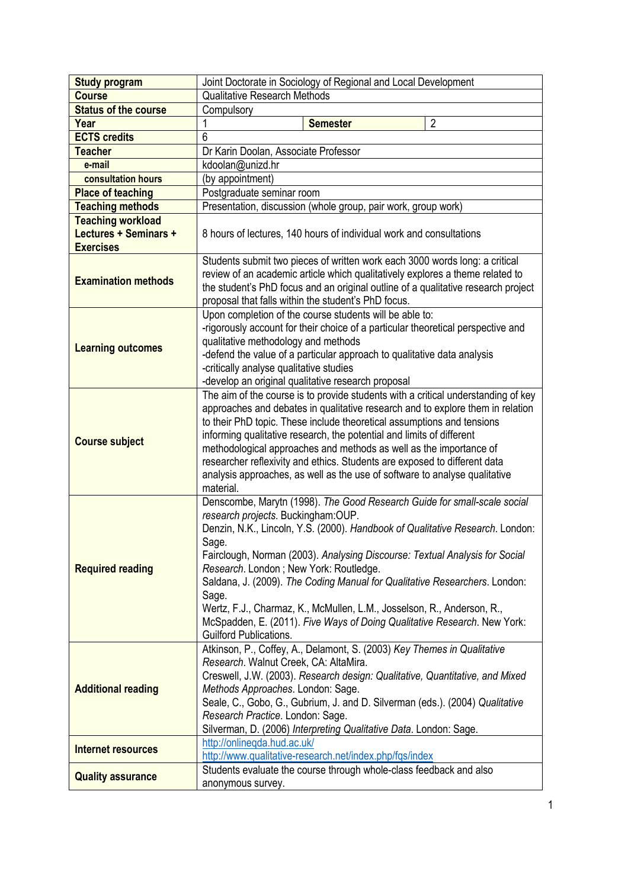| | | | |
|---|---|---|---|
| **Study program** | Joint Doctorate in Sociology of Regional and Local Development | | |
| **Course** | Qualitative Research Methods | | |
| **Status of the course** | Compulsory | | |
| **Year** | 1 | **Semester** | 2 |
| **ECTS credits** | 6 | | |
| **Teacher** | Dr Karin Doolan, Associate Professor | | |
| **e-mail** | kdoolan@unizd.hr | | |
| **consultation hours** | (by appointment) | | |
| **Place of teaching** | Postgraduate seminar room | | |
| **Teaching methods** | Presentation, discussion (whole group, pair work, group work) | | |
| **Teaching workload Lectures + Seminars + Exercises** | 8 hours of lectures, 140 hours of individual work and consultations | | |
| **Examination methods** | Students submit two pieces of written work each 3000 words long: a critical review of an academic article which qualitatively explores a theme related to the student's PhD focus and an original outline of a qualitative research project proposal that falls within the student's PhD focus. | | |
| **Learning outcomes** | Upon completion of the course students will be able to:<br>-rigorously account for their choice of a particular theoretical perspective and qualitative methodology and methods<br>-defend the value of a particular approach to qualitative data analysis<br>-critically analyse qualitative studies<br>-develop an original qualitative research proposal | | |
| **Course subject** | The aim of the course is to provide students with a critical understanding of key approaches and debates in qualitative research and to explore them in relation to their PhD topic. These include theoretical assumptions and tensions informing qualitative research, the potential and limits of different methodological approaches and methods as well as the importance of researcher reflexivity and ethics. Students are exposed to different data analysis approaches, as well as the use of software to analyse qualitative material. | | |
| **Required reading** | Denscombe, Marytn (1998). *The Good Research Guide for small-scale social research projects*. Buckingham:OUP.<br>Denzin, N.K., Lincoln, Y.S. (2000). *Handbook of Qualitative Research*. London: Sage.<br>Fairclough, Norman (2003). *Analysing Discourse: Textual Analysis for Social Research*. London ; New York: Routledge.<br>Saldana, J. (2009). *The Coding Manual for Qualitative Researchers*. London: Sage.<br>Wertz, F.J., Charmaz, K., McMullen, L.M., Josselson, R., Anderson, R., McSpadden, E. (2011). *Five Ways of Doing Qualitative Research*. New York: Guilford Publications. | | |
| **Additional reading** | Atkinson, P., Coffey, A., Delamont, S. (2003) *Key Themes in Qualitative Research*. Walnut Creek, CA: AltaMira.<br>Creswell, J.W. (2003). *Research design: Qualitative, Quantitative, and Mixed Methods Approaches*. London: Sage.<br>Seale, C., Gobo, G., Gubrium, J. and D. Silverman (eds.). (2004) *Qualitative Research Practice*. London: Sage.<br>Silverman, D. (2006) *Interpreting Qualitative Data*. London: Sage. | | |
| **Internet resources** | http://onlineqda.hud.ac.uk/<br>http://www.qualitative-research.net/index.php/fqs/index | | |
| **Quality assurance** | Students evaluate the course through whole-class feedback and also anonymous survey. | | |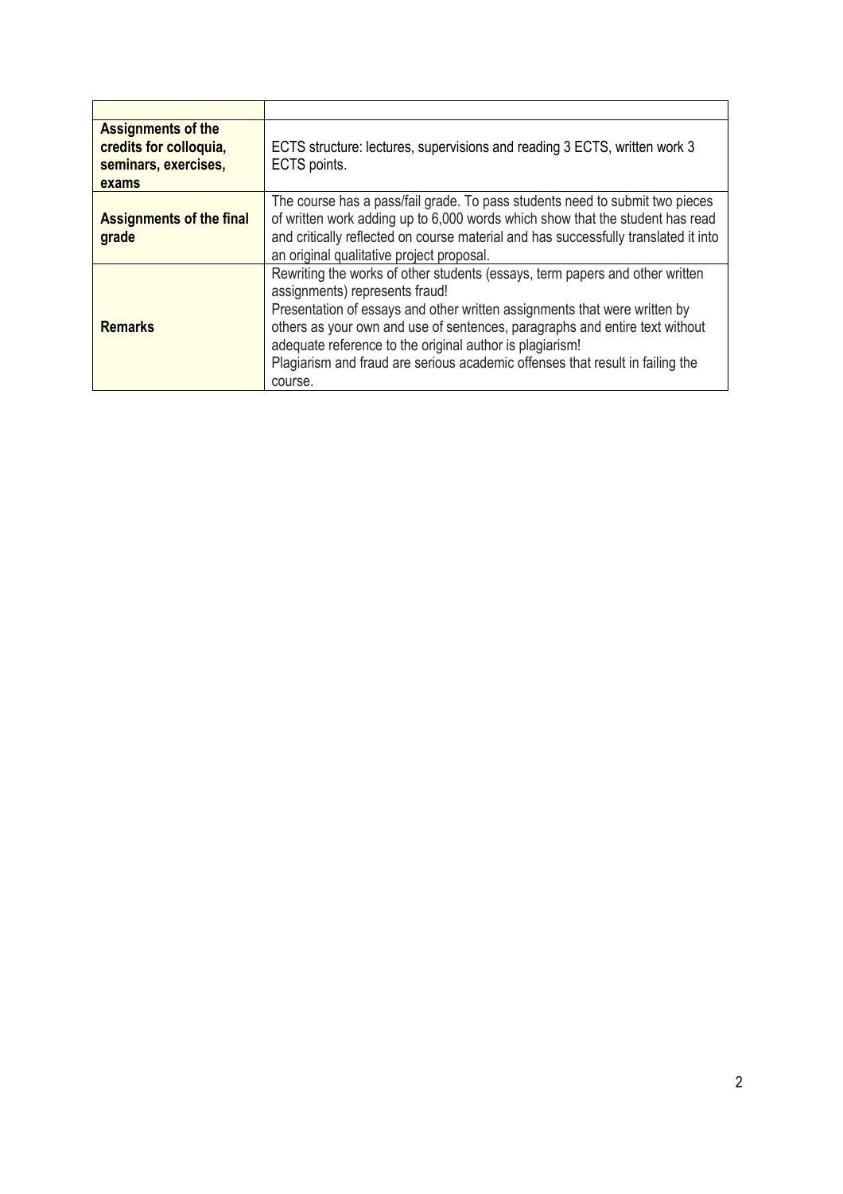| | |
|---|---|
| **Assignments of the credits for colloquia, seminars, exercises, exams** | ECTS structure: lectures, supervisions and reading 3 ECTS, written work 3 ECTS points. |
| **Assignments of the final grade** | The course has a pass/fail grade. To pass students need to submit two pieces of written work adding up to 6,000 words which show that the student has read and critically reflected on course material and has successfully translated it into an original qualitative project proposal. |
| **Remarks** | Rewriting the works of other students (essays, term papers and other written assignments) represents fraud!<br>Presentation of essays and other written assignments that were written by others as your own and use of sentences, paragraphs and entire text without adequate reference to the original author is plagiarism!<br>Plagiarism and fraud are serious academic offenses that result in failing the course. |